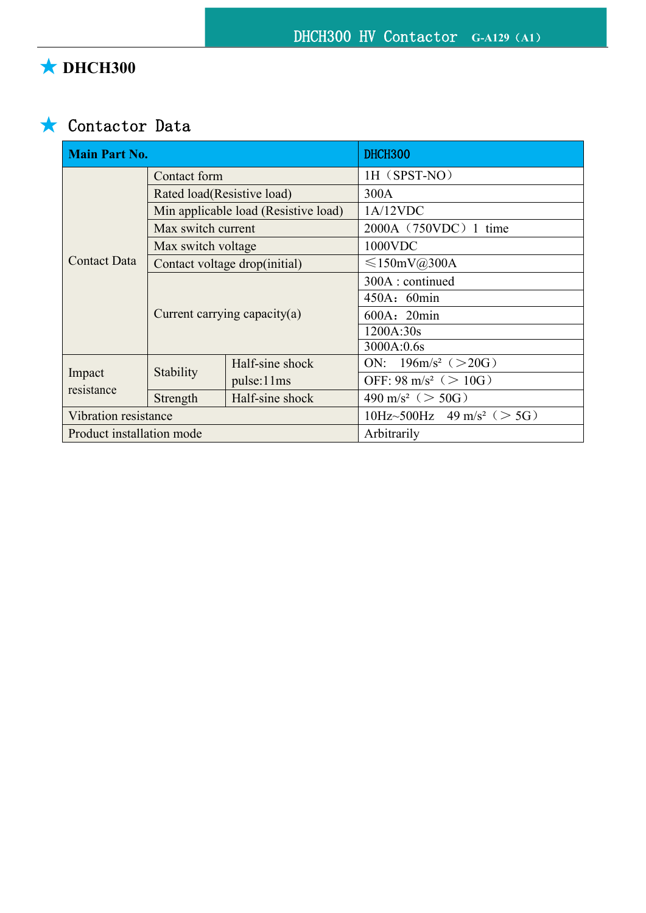## ★ DHCH300

## ★ Contactor Data

| Main Part No. | | | DHCH300 |
|---|---|---|---|
| Contact Data | Contact form | | 1H（SPST-NO） |
| | Rated load(Resistive load) | | 300A |
| | Min applicable load (Resistive load) | | 1A/12VDC |
| | Max switch current | | 2000A（750VDC）1 time |
| | Max switch voltage | | 1000VDC |
| | Contact voltage drop(initial) | | ≤150mV@300A |
| | Current carrying capacity(a) | | 300A : continued |
| | | | 450A：60min |
| | | | 600A：20min |
| | | | 1200A:30s |
| | | | 3000A:0.6s |
| Impact resistance | Stability | Half-sine shock pulse:11ms | ON: 196m/s²（>20G） |
| | | | OFF: 98 m/s²（> 10G） |
| | Strength | Half-sine shock | 490 m/s²（> 50G） |
| Vibration resistance | | | 10Hz~500Hz 49 m/s²（> 5G） |
| Product installation mode | | | Arbitrarily |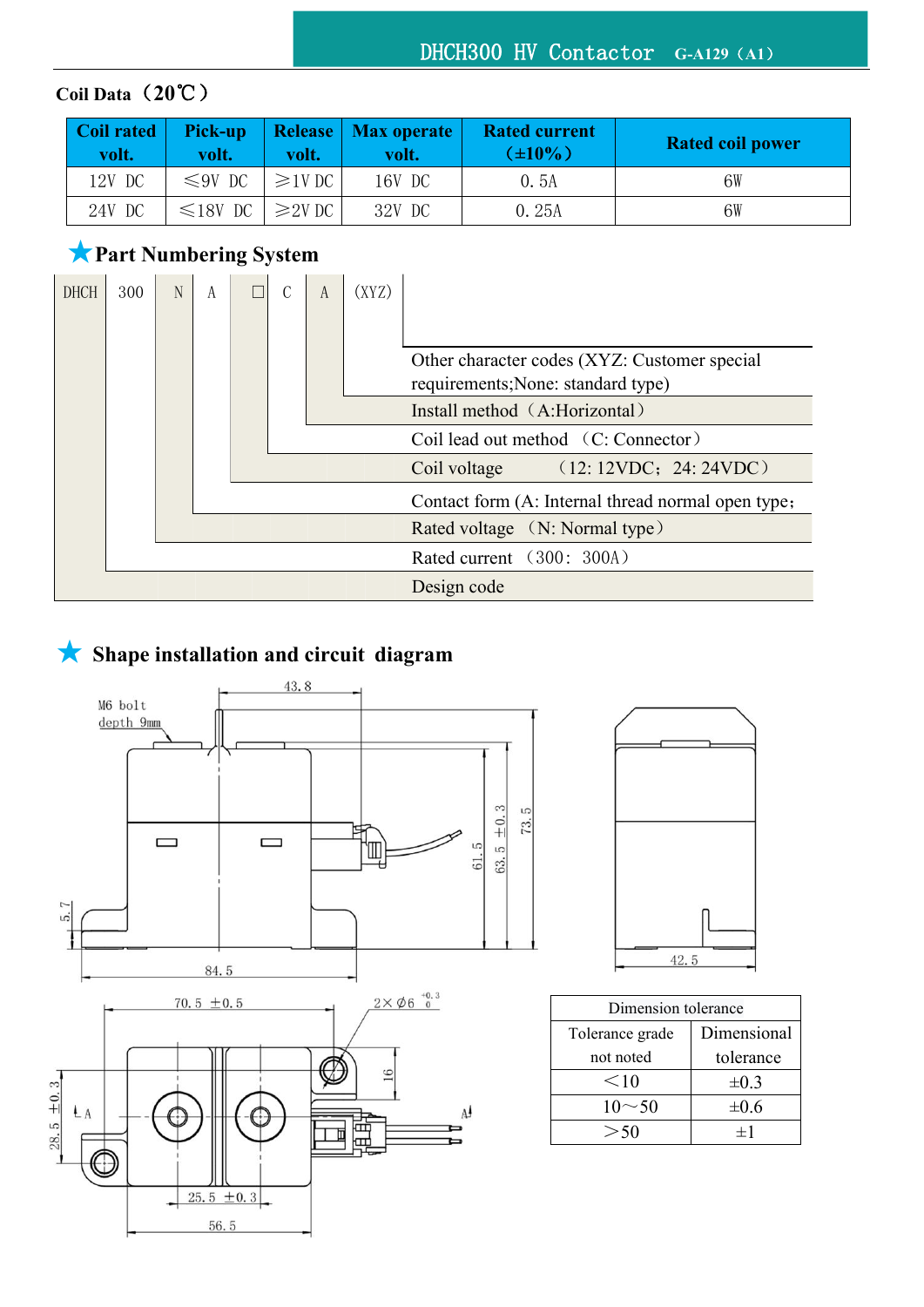## Coil Data（20℃）

| Coil rated volt. | Pick-up volt. | Release volt. | Max operate volt. | Rated current（±10%） | Rated coil power |
|---|---|---|---|---|---|
| 12V DC | ≤9V DC | ≥1V DC | 16V DC | 0.5A | 6W |
| 24V DC | ≤18V DC | ≥2V DC | 32V DC | 0.25A | 6W |

## ★Part Numbering System

DHCH 300 N A □ C A (XYZ)

- (XYZ): Other character codes (XYZ: Customer special requirements;None: standard type)
- A: Install method（A:Horizontal）
- C: Coil lead out method （C: Connector）
- □: Coil voltage （12: 12VDC; 24: 24VDC）
- A: Contact form (A: Internal thread normal open type;
- N: Rated voltage （N: Normal type）
- 300: Rated current （300: 300A）
- DHCH: Design code

## ★ Shape installation and circuit diagram

M6 bolt depth 9mm

43.8, 61.5, 63.5 ±0.3, 73.5, 5.7, 84.5, 42.5

70.5 ±0.5, 2×Φ6 $^{+0.3}_{0}$, 16, 28.5 ±0.3, A, A, 25.5 ±0.3, 56.5

| Dimension tolerance | |
|---|---|
| Tolerance grade not noted | Dimensional tolerance |
| <10 | ±0.3 |
| 10~50 | ±0.6 |
| >50 | ±1 |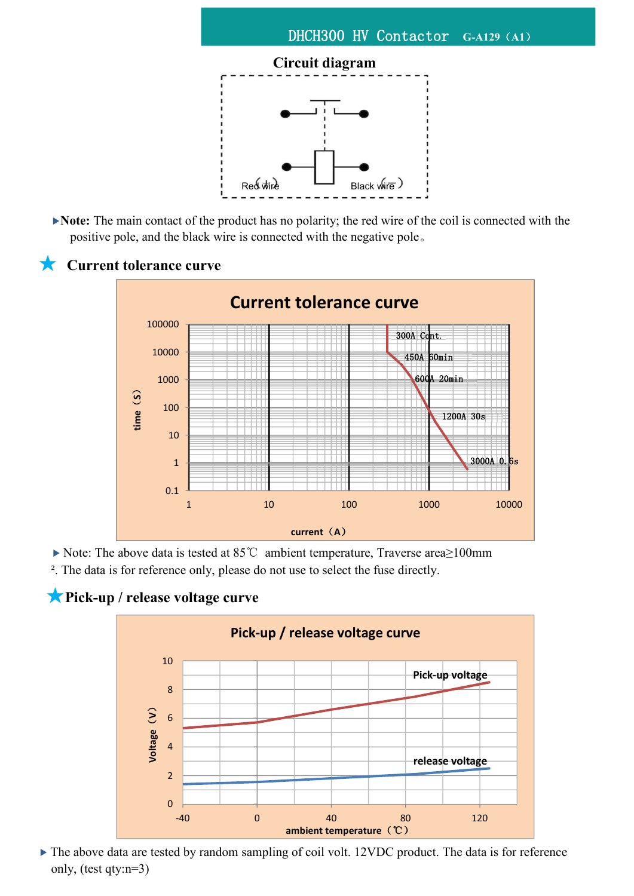## Circuit diagram

Red wire（+）

Black wire（−）

▶**Note:** The main contact of the product has no polarity; the red wire of the coil is connected with the positive pole, and the black wire is connected with the negative pole。

## ★ Current tolerance curve

Current tolerance curve

time（S）

100000
10000
1000
100
10
1
0.1

1
10
100
1000
10000

current（A）

300A Cont.
450A 60min
600A 20min
1200A 30s
3000A 0.6s

▶ Note: The above data is tested at 85℃ ambient temperature, Traverse area≥100mm². The data is for reference only, please do not use to select the fuse directly.

## ★Pick-up / release voltage curve

Pick-up / release voltage curve

Voltage（V）

10
8
6
4
2
0

-40
0
40
80
120

ambient temperature（℃）

Pick-up voltage

release voltage

▶ The above data are tested by random sampling of coil volt. 12VDC product. The data is for reference only, (test qty:n=3)